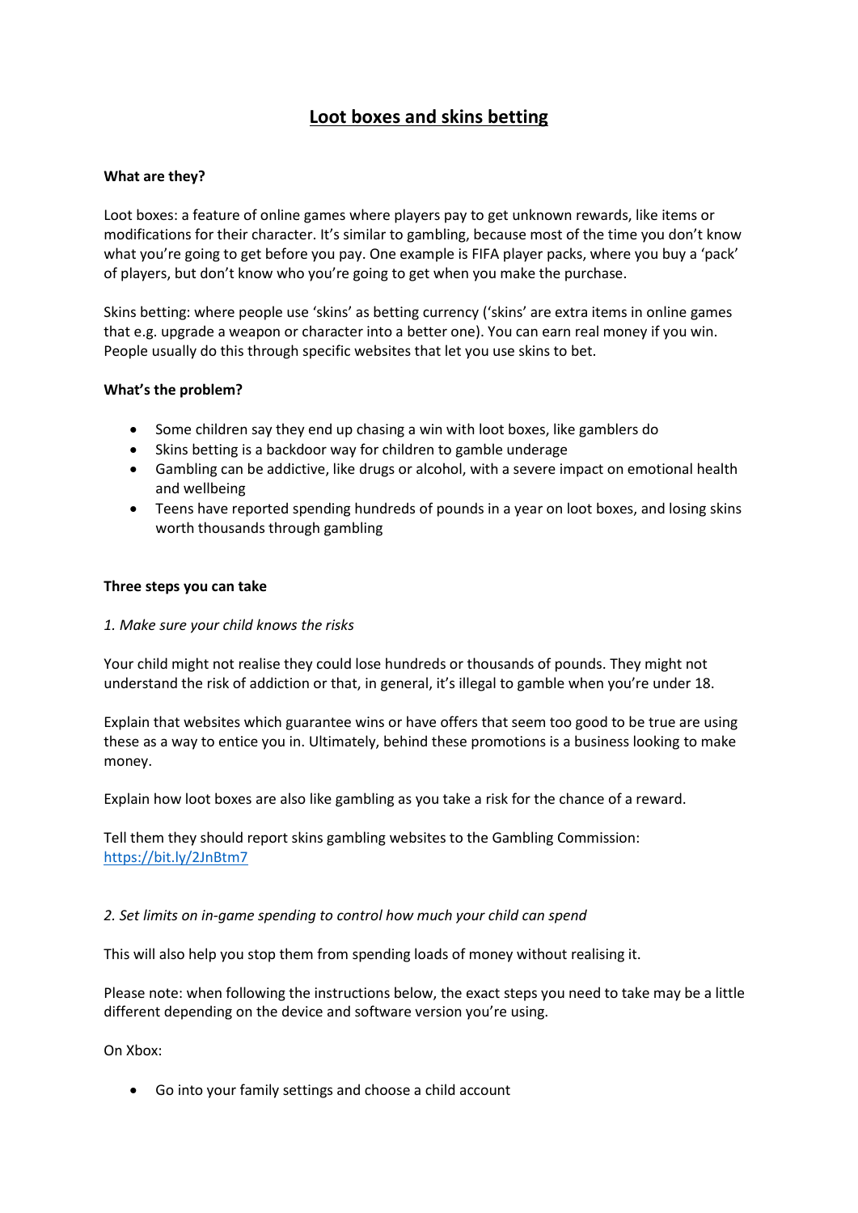# Loot boxes and skins betting

**What are they?**

Loot boxes: a feature of online games where players pay to get unknown rewards, like items or modifications for their character. It's similar to gambling, because most of the time you don't know what you're going to get before you pay. One example is FIFA player packs, where you buy a 'pack' of players, but don't know who you're going to get when you make the purchase.

Skins betting: where people use 'skins' as betting currency ('skins' are extra items in online games that e.g. upgrade a weapon or character into a better one). You can earn real money if you win. People usually do this through specific websites that let you use skins to bet.

**What's the problem?**

- Some children say they end up chasing a win with loot boxes, like gamblers do
- Skins betting is a backdoor way for children to gamble underage
- Gambling can be addictive, like drugs or alcohol, with a severe impact on emotional health and wellbeing
- Teens have reported spending hundreds of pounds in a year on loot boxes, and losing skins worth thousands through gambling

**Three steps you can take**

*1. Make sure your child knows the risks*

Your child might not realise they could lose hundreds or thousands of pounds. They might not understand the risk of addiction or that, in general, it's illegal to gamble when you're under 18.

Explain that websites which guarantee wins or have offers that seem too good to be true are using these as a way to entice you in. Ultimately, behind these promotions is a business looking to make money.

Explain how loot boxes are also like gambling as you take a risk for the chance of a reward.

Tell them they should report skins gambling websites to the Gambling Commission: https://bit.ly/2JnBtm7

*2. Set limits on in-game spending to control how much your child can spend*

This will also help you stop them from spending loads of money without realising it.

Please note: when following the instructions below, the exact steps you need to take may be a little different depending on the device and software version you're using.

On Xbox:

- Go into your family settings and choose a child account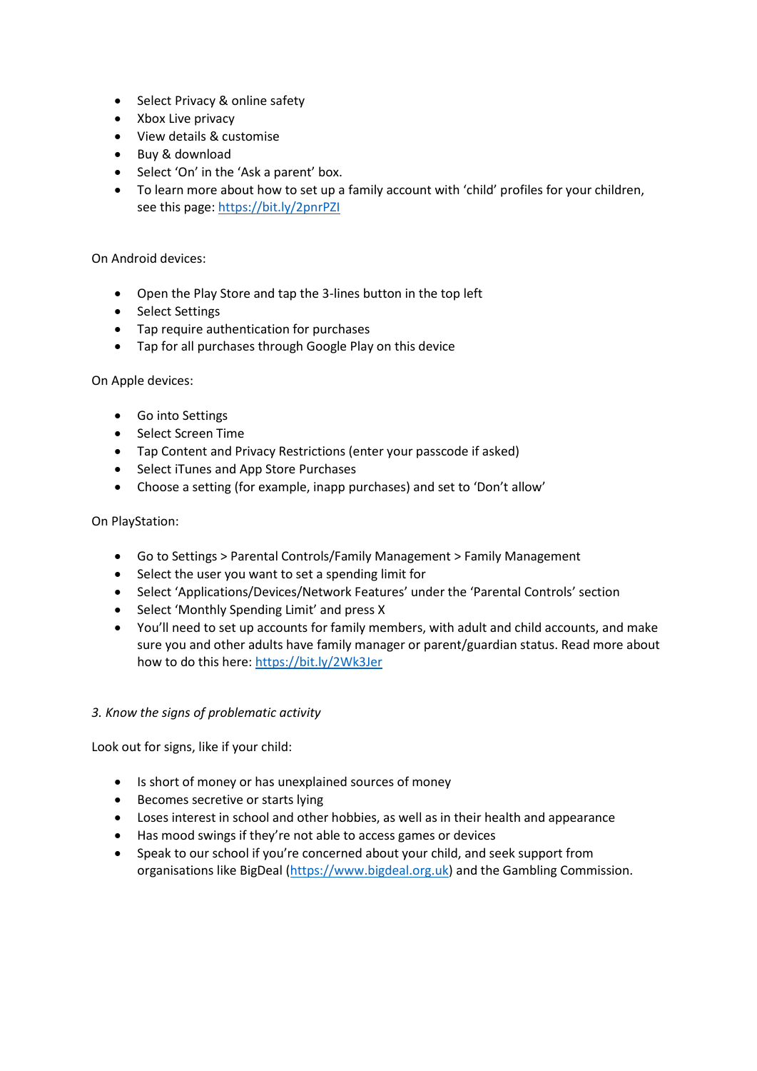- Select Privacy & online safety
- Xbox Live privacy
- View details & customise
- Buy & download
- Select 'On' in the 'Ask a parent' box.
- To learn more about how to set up a family account with 'child' profiles for your children, see this page: https://bit.ly/2pnrPZI

On Android devices:

- Open the Play Store and tap the 3-lines button in the top left
- Select Settings
- Tap require authentication for purchases
- Tap for all purchases through Google Play on this device

On Apple devices:

- Go into Settings
- Select Screen Time
- Tap Content and Privacy Restrictions (enter your passcode if asked)
- Select iTunes and App Store Purchases
- Choose a setting (for example, inapp purchases) and set to 'Don't allow'

On PlayStation:

- Go to Settings > Parental Controls/Family Management > Family Management
- Select the user you want to set a spending limit for
- Select 'Applications/Devices/Network Features' under the 'Parental Controls' section
- Select 'Monthly Spending Limit' and press X
- You'll need to set up accounts for family members, with adult and child accounts, and make sure you and other adults have family manager or parent/guardian status. Read more about how to do this here: https://bit.ly/2Wk3Jer

*3. Know the signs of problematic activity*

Look out for signs, like if your child:

- Is short of money or has unexplained sources of money
- Becomes secretive or starts lying
- Loses interest in school and other hobbies, as well as in their health and appearance
- Has mood swings if they're not able to access games or devices
- Speak to our school if you're concerned about your child, and seek support from organisations like BigDeal (https://www.bigdeal.org.uk) and the Gambling Commission.